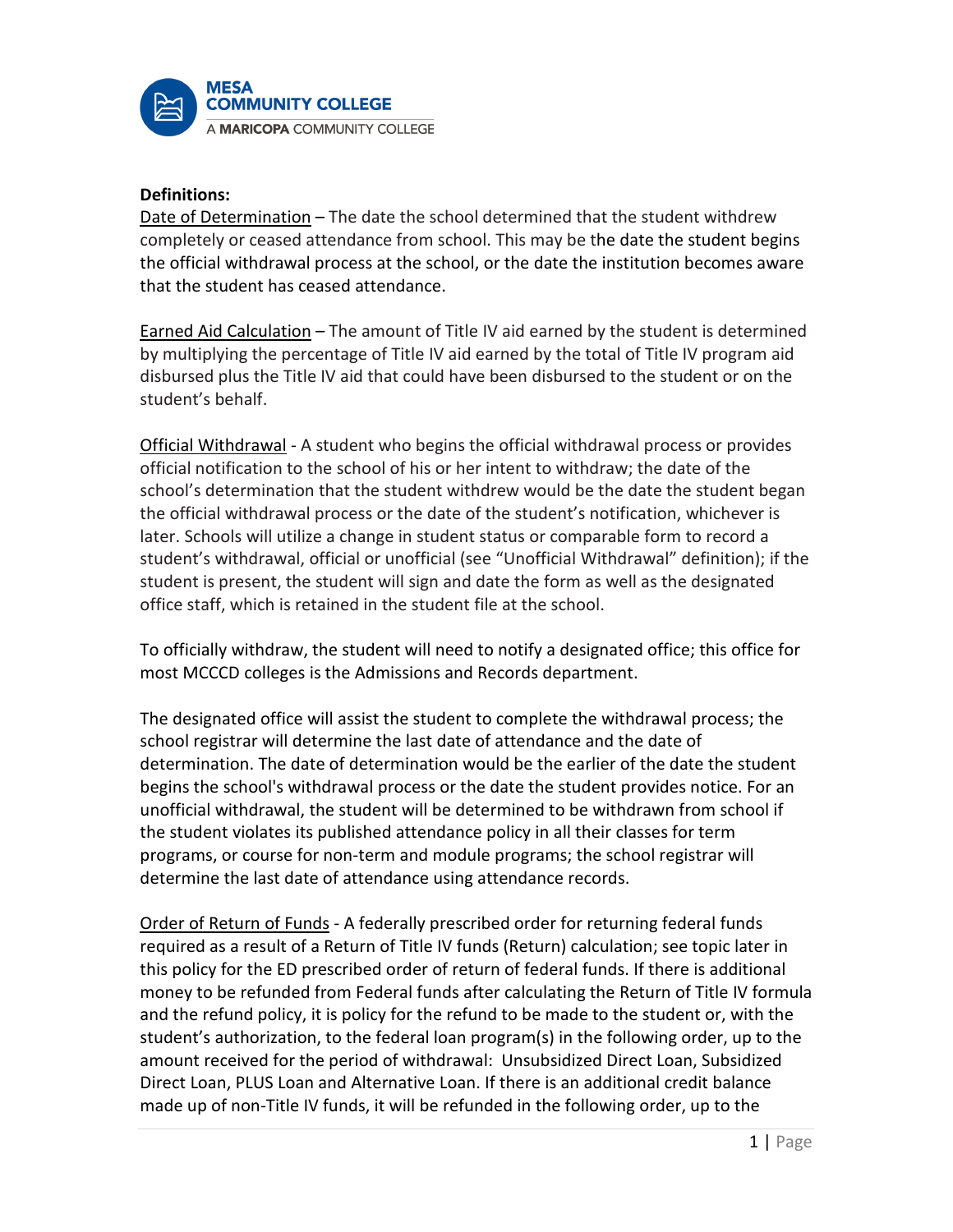**Definitions:**

Date of Determination – The date the school determined that the student withdrew completely or ceased attendance from school. This may be the date the student begins the official withdrawal process at the school, or the date the institution becomes aware that the student has ceased attendance.

Earned Aid Calculation – The amount of Title IV aid earned by the student is determined by multiplying the percentage of Title IV aid earned by the total of Title IV program aid disbursed plus the Title IV aid that could have been disbursed to the student or on the student's behalf.

Official Withdrawal - A student who begins the official withdrawal process or provides official notification to the school of his or her intent to withdraw; the date of the school's determination that the student withdrew would be the date the student began the official withdrawal process or the date of the student's notification, whichever is later. Schools will utilize a change in student status or comparable form to record a student's withdrawal, official or unofficial (see "Unofficial Withdrawal" definition); if the student is present, the student will sign and date the form as well as the designated office staff, which is retained in the student file at the school.

To officially withdraw, the student will need to notify a designated office; this office for most MCCCD colleges is the Admissions and Records department.

The designated office will assist the student to complete the withdrawal process; the school registrar will determine the last date of attendance and the date of determination. The date of determination would be the earlier of the date the student begins the school's withdrawal process or the date the student provides notice. For an unofficial withdrawal, the student will be determined to be withdrawn from school if the student violates its published attendance policy in all their classes for term programs, or course for non-term and module programs; the school registrar will determine the last date of attendance using attendance records.

Order of Return of Funds - A federally prescribed order for returning federal funds required as a result of a Return of Title IV funds (Return) calculation; see topic later in this policy for the ED prescribed order of return of federal funds. If there is additional money to be refunded from Federal funds after calculating the Return of Title IV formula and the refund policy, it is policy for the refund to be made to the student or, with the student's authorization, to the federal loan program(s) in the following order, up to the amount received for the period of withdrawal: Unsubsidized Direct Loan, Subsidized Direct Loan, PLUS Loan and Alternative Loan. If there is an additional credit balance made up of non-Title IV funds, it will be refunded in the following order, up to the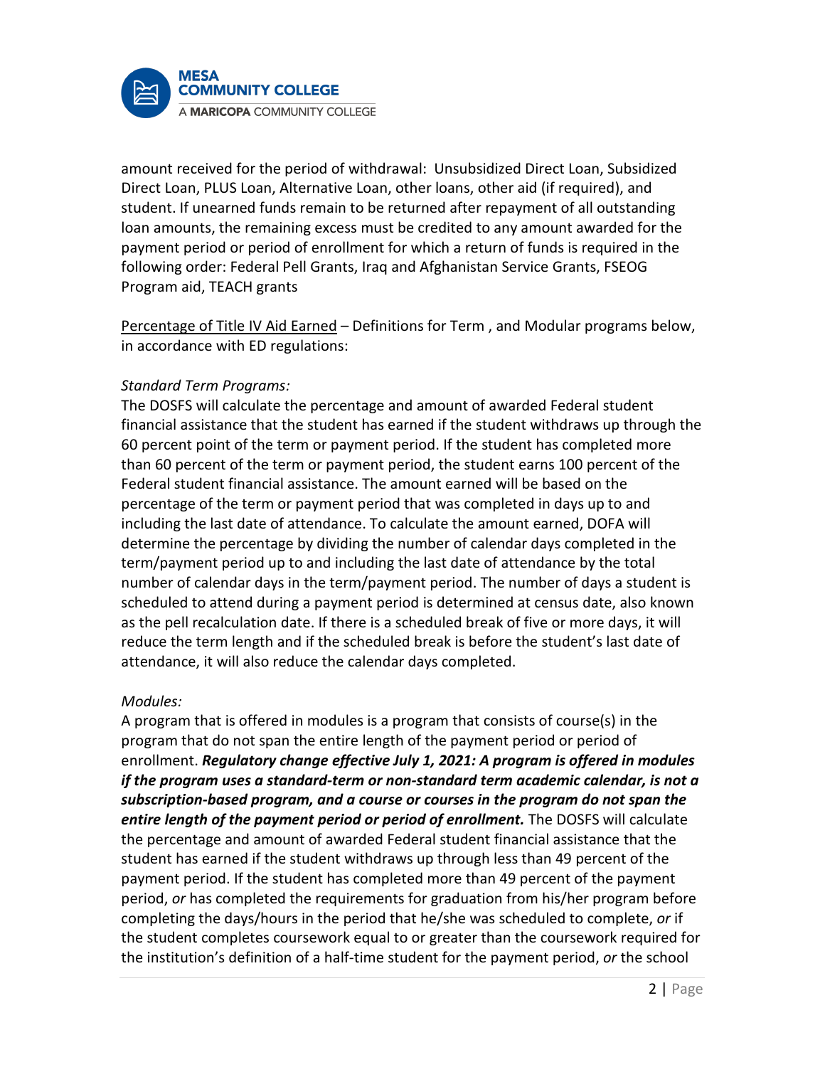amount received for the period of withdrawal: Unsubsidized Direct Loan, Subsidized Direct Loan, PLUS Loan, Alternative Loan, other loans, other aid (if required), and student. If unearned funds remain to be returned after repayment of all outstanding loan amounts, the remaining excess must be credited to any amount awarded for the payment period or period of enrollment for which a return of funds is required in the following order: Federal Pell Grants, Iraq and Afghanistan Service Grants, FSEOG Program aid, TEACH grants

<u>Percentage of Title IV Aid Earned</u> – Definitions for Term , and Modular programs below, in accordance with ED regulations:

*Standard Term Programs:*

The DOSFS will calculate the percentage and amount of awarded Federal student financial assistance that the student has earned if the student withdraws up through the 60 percent point of the term or payment period. If the student has completed more than 60 percent of the term or payment period, the student earns 100 percent of the Federal student financial assistance. The amount earned will be based on the percentage of the term or payment period that was completed in days up to and including the last date of attendance. To calculate the amount earned, DOFA will determine the percentage by dividing the number of calendar days completed in the term/payment period up to and including the last date of attendance by the total number of calendar days in the term/payment period. The number of days a student is scheduled to attend during a payment period is determined at census date, also known as the pell recalculation date. If there is a scheduled break of five or more days, it will reduce the term length and if the scheduled break is before the student's last date of attendance, it will also reduce the calendar days completed.

*Modules:*

A program that is offered in modules is a program that consists of course(s) in the program that do not span the entire length of the payment period or period of enrollment. ***Regulatory change effective July 1, 2021: A program is offered in modules if the program uses a standard-term or non-standard term academic calendar, is not a subscription-based program, and a course or courses in the program do not span the entire length of the payment period or period of enrollment.*** The DOSFS will calculate the percentage and amount of awarded Federal student financial assistance that the student has earned if the student withdraws up through less than 49 percent of the payment period. If the student has completed more than 49 percent of the payment period, *or* has completed the requirements for graduation from his/her program before completing the days/hours in the period that he/she was scheduled to complete, *or* if the student completes coursework equal to or greater than the coursework required for the institution's definition of a half-time student for the payment period, *or* the school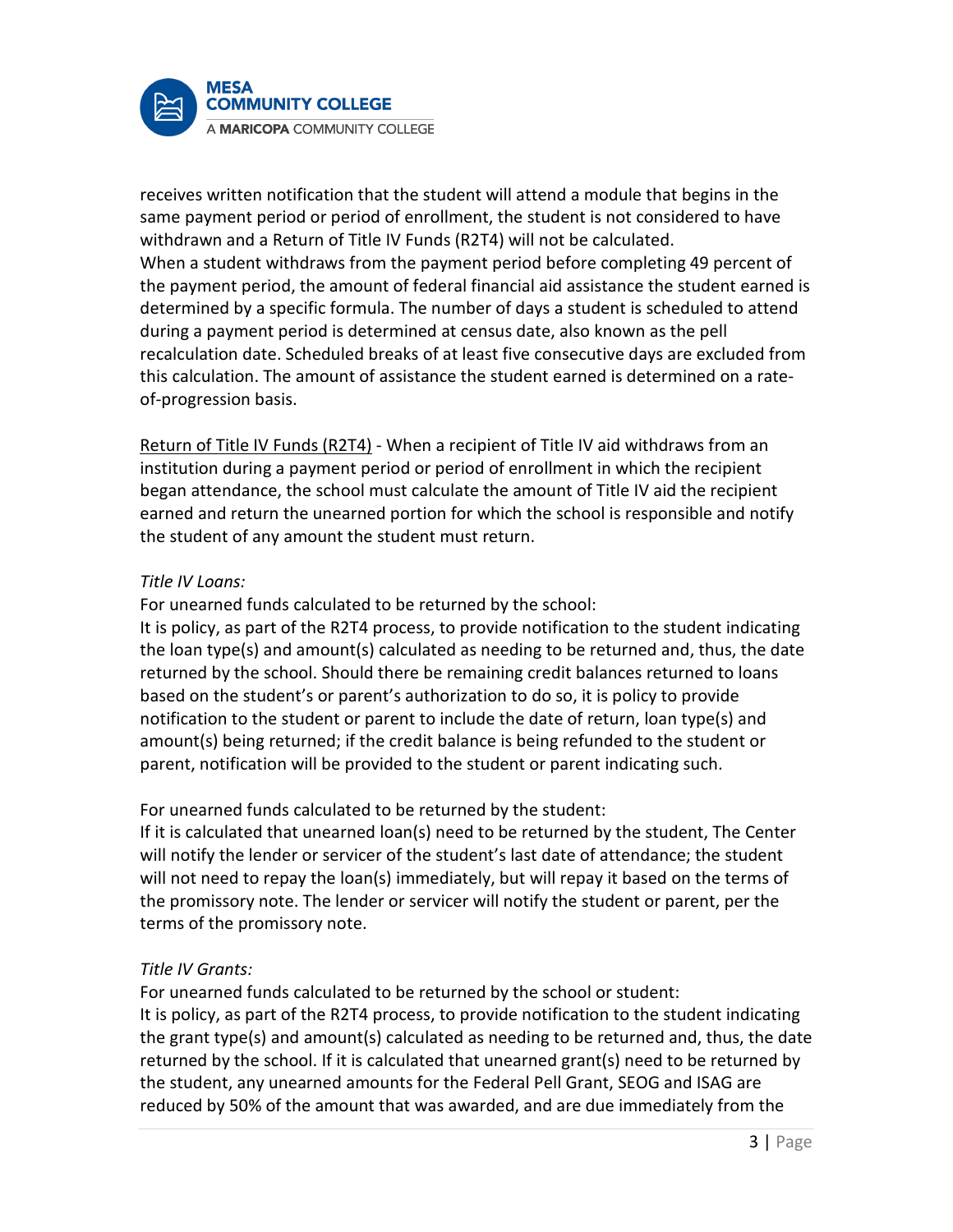receives written notification that the student will attend a module that begins in the same payment period or period of enrollment, the student is not considered to have withdrawn and a Return of Title IV Funds (R2T4) will not be calculated.
When a student withdraws from the payment period before completing 49 percent of the payment period, the amount of federal financial aid assistance the student earned is determined by a specific formula. The number of days a student is scheduled to attend during a payment period is determined at census date, also known as the pell recalculation date. Scheduled breaks of at least five consecutive days are excluded from this calculation. The amount of assistance the student earned is determined on a rate-of-progression basis.

<u>Return of Title IV Funds (R2T4)</u> - When a recipient of Title IV aid withdraws from an institution during a payment period or period of enrollment in which the recipient began attendance, the school must calculate the amount of Title IV aid the recipient earned and return the unearned portion for which the school is responsible and notify the student of any amount the student must return.

*Title IV Loans:*

For unearned funds calculated to be returned by the school:
It is policy, as part of the R2T4 process, to provide notification to the student indicating the loan type(s) and amount(s) calculated as needing to be returned and, thus, the date returned by the school. Should there be remaining credit balances returned to loans based on the student's or parent's authorization to do so, it is policy to provide notification to the student or parent to include the date of return, loan type(s) and amount(s) being returned; if the credit balance is being refunded to the student or parent, notification will be provided to the student or parent indicating such.

For unearned funds calculated to be returned by the student:
If it is calculated that unearned loan(s) need to be returned by the student, The Center will notify the lender or servicer of the student's last date of attendance; the student will not need to repay the loan(s) immediately, but will repay it based on the terms of the promissory note. The lender or servicer will notify the student or parent, per the terms of the promissory note.

*Title IV Grants:*

For unearned funds calculated to be returned by the school or student:
It is policy, as part of the R2T4 process, to provide notification to the student indicating the grant type(s) and amount(s) calculated as needing to be returned and, thus, the date returned by the school. If it is calculated that unearned grant(s) need to be returned by the student, any unearned amounts for the Federal Pell Grant, SEOG and ISAG are reduced by 50% of the amount that was awarded, and are due immediately from the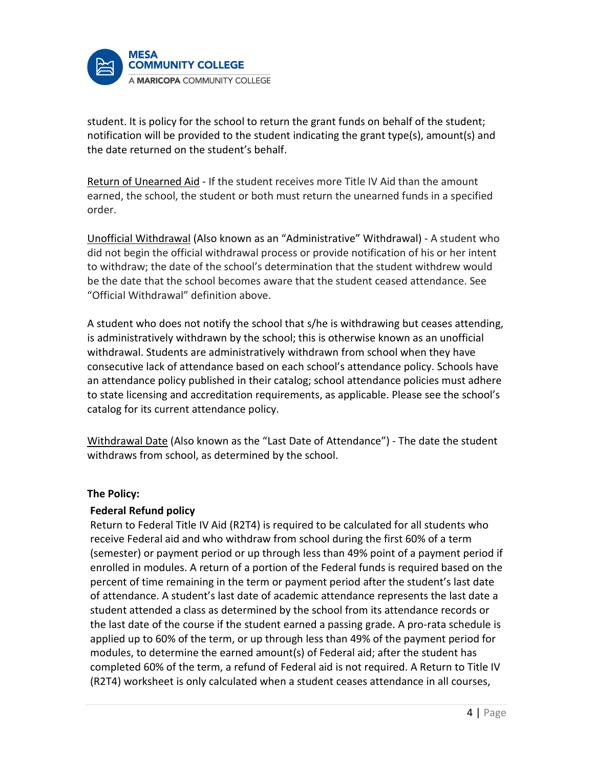student. It is policy for the school to return the grant funds on behalf of the student; notification will be provided to the student indicating the grant type(s), amount(s) and the date returned on the student's behalf.

Return of Unearned Aid - If the student receives more Title IV Aid than the amount earned, the school, the student or both must return the unearned funds in a specified order.

Unofficial Withdrawal (Also known as an "Administrative" Withdrawal) - A student who did not begin the official withdrawal process or provide notification of his or her intent to withdraw; the date of the school's determination that the student withdrew would be the date that the school becomes aware that the student ceased attendance. See "Official Withdrawal" definition above.

A student who does not notify the school that s/he is withdrawing but ceases attending, is administratively withdrawn by the school; this is otherwise known as an unofficial withdrawal. Students are administratively withdrawn from school when they have consecutive lack of attendance based on each school's attendance policy. Schools have an attendance policy published in their catalog; school attendance policies must adhere to state licensing and accreditation requirements, as applicable. Please see the school's catalog for its current attendance policy.

Withdrawal Date (Also known as the "Last Date of Attendance") - The date the student withdraws from school, as determined by the school.

**The Policy:**

**Federal Refund policy**

Return to Federal Title IV Aid (R2T4) is required to be calculated for all students who receive Federal aid and who withdraw from school during the first 60% of a term (semester) or payment period or up through less than 49% point of a payment period if enrolled in modules. A return of a portion of the Federal funds is required based on the percent of time remaining in the term or payment period after the student's last date of attendance. A student's last date of academic attendance represents the last date a student attended a class as determined by the school from its attendance records or the last date of the course if the student earned a passing grade. A pro-rata schedule is applied up to 60% of the term, or up through less than 49% of the payment period for modules, to determine the earned amount(s) of Federal aid; after the student has completed 60% of the term, a refund of Federal aid is not required. A Return to Title IV (R2T4) worksheet is only calculated when a student ceases attendance in all courses,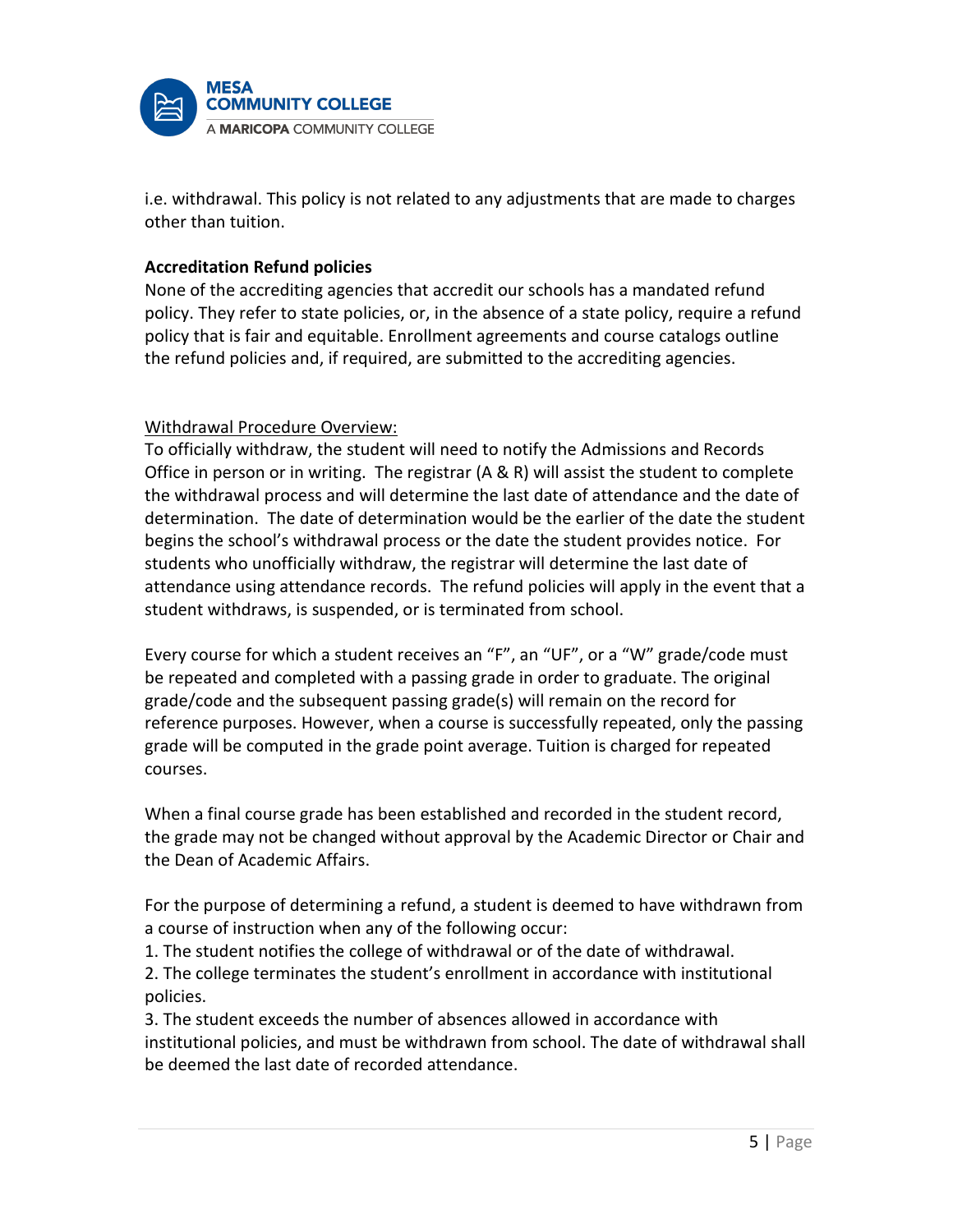i.e. withdrawal. This policy is not related to any adjustments that are made to charges other than tuition.

**Accreditation Refund policies**

None of the accrediting agencies that accredit our schools has a mandated refund policy. They refer to state policies, or, in the absence of a state policy, require a refund policy that is fair and equitable. Enrollment agreements and course catalogs outline the refund policies and, if required, are submitted to the accrediting agencies.

<u>Withdrawal Procedure Overview:</u>

To officially withdraw, the student will need to notify the Admissions and Records Office in person or in writing. The registrar (A & R) will assist the student to complete the withdrawal process and will determine the last date of attendance and the date of determination. The date of determination would be the earlier of the date the student begins the school's withdrawal process or the date the student provides notice. For students who unofficially withdraw, the registrar will determine the last date of attendance using attendance records. The refund policies will apply in the event that a student withdraws, is suspended, or is terminated from school.

Every course for which a student receives an "F", an "UF", or a "W" grade/code must be repeated and completed with a passing grade in order to graduate. The original grade/code and the subsequent passing grade(s) will remain on the record for reference purposes. However, when a course is successfully repeated, only the passing grade will be computed in the grade point average. Tuition is charged for repeated courses.

When a final course grade has been established and recorded in the student record, the grade may not be changed without approval by the Academic Director or Chair and the Dean of Academic Affairs.

For the purpose of determining a refund, a student is deemed to have withdrawn from a course of instruction when any of the following occur:

1. The student notifies the college of withdrawal or of the date of withdrawal.
2. The college terminates the student's enrollment in accordance with institutional policies.
3. The student exceeds the number of absences allowed in accordance with institutional policies, and must be withdrawn from school. The date of withdrawal shall be deemed the last date of recorded attendance.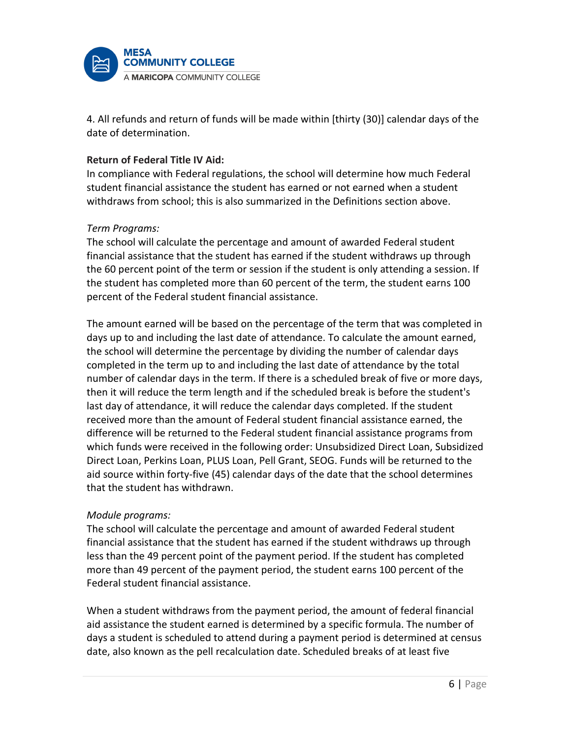4. All refunds and return of funds will be made within [thirty (30)] calendar days of the date of determination.

**Return of Federal Title IV Aid:**
In compliance with Federal regulations, the school will determine how much Federal student financial assistance the student has earned or not earned when a student withdraws from school; this is also summarized in the Definitions section above.

*Term Programs:*
The school will calculate the percentage and amount of awarded Federal student financial assistance that the student has earned if the student withdraws up through the 60 percent point of the term or session if the student is only attending a session. If the student has completed more than 60 percent of the term, the student earns 100 percent of the Federal student financial assistance.

The amount earned will be based on the percentage of the term that was completed in days up to and including the last date of attendance. To calculate the amount earned, the school will determine the percentage by dividing the number of calendar days completed in the term up to and including the last date of attendance by the total number of calendar days in the term. If there is a scheduled break of five or more days, then it will reduce the term length and if the scheduled break is before the student's last day of attendance, it will reduce the calendar days completed. If the student received more than the amount of Federal student financial assistance earned, the difference will be returned to the Federal student financial assistance programs from which funds were received in the following order: Unsubsidized Direct Loan, Subsidized Direct Loan, Perkins Loan, PLUS Loan, Pell Grant, SEOG. Funds will be returned to the aid source within forty-five (45) calendar days of the date that the school determines that the student has withdrawn.

*Module programs:*
The school will calculate the percentage and amount of awarded Federal student financial assistance that the student has earned if the student withdraws up through less than the 49 percent point of the payment period. If the student has completed more than 49 percent of the payment period, the student earns 100 percent of the Federal student financial assistance.

When a student withdraws from the payment period, the amount of federal financial aid assistance the student earned is determined by a specific formula. The number of days a student is scheduled to attend during a payment period is determined at census date, also known as the pell recalculation date. Scheduled breaks of at least five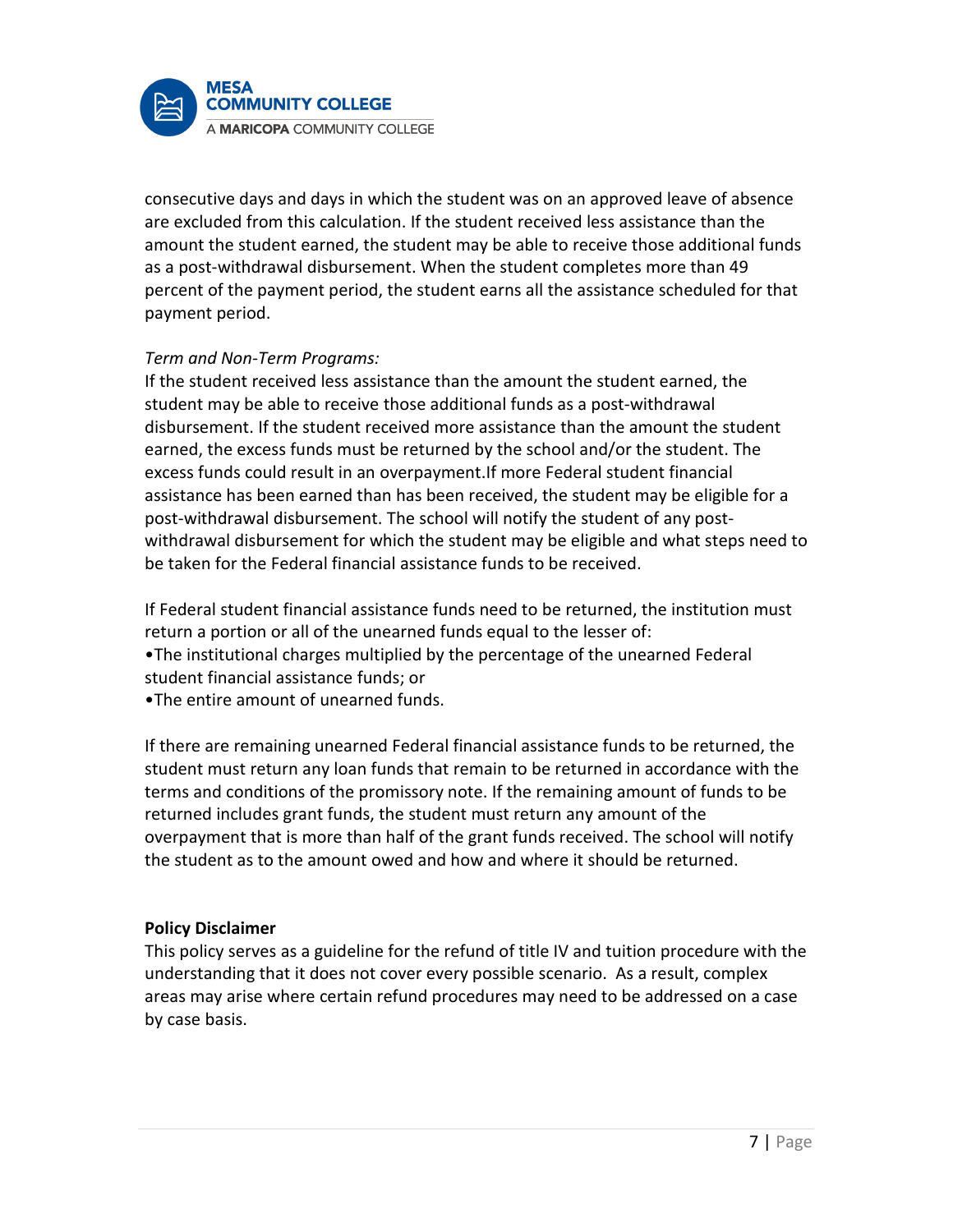consecutive days and days in which the student was on an approved leave of absence are excluded from this calculation. If the student received less assistance than the amount the student earned, the student may be able to receive those additional funds as a post-withdrawal disbursement. When the student completes more than 49 percent of the payment period, the student earns all the assistance scheduled for that payment period.

*Term and Non-Term Programs:*

If the student received less assistance than the amount the student earned, the student may be able to receive those additional funds as a post-withdrawal disbursement. If the student received more assistance than the amount the student earned, the excess funds must be returned by the school and/or the student. The excess funds could result in an overpayment.If more Federal student financial assistance has been earned than has been received, the student may be eligible for a post-withdrawal disbursement. The school will notify the student of any post-withdrawal disbursement for which the student may be eligible and what steps need to be taken for the Federal financial assistance funds to be received.

If Federal student financial assistance funds need to be returned, the institution must return a portion or all of the unearned funds equal to the lesser of:

- The institutional charges multiplied by the percentage of the unearned Federal student financial assistance funds; or
- The entire amount of unearned funds.

If there are remaining unearned Federal financial assistance funds to be returned, the student must return any loan funds that remain to be returned in accordance with the terms and conditions of the promissory note. If the remaining amount of funds to be returned includes grant funds, the student must return any amount of the overpayment that is more than half of the grant funds received. The school will notify the student as to the amount owed and how and where it should be returned.

**Policy Disclaimer**

This policy serves as a guideline for the refund of title IV and tuition procedure with the understanding that it does not cover every possible scenario. As a result, complex areas may arise where certain refund procedures may need to be addressed on a case by case basis.